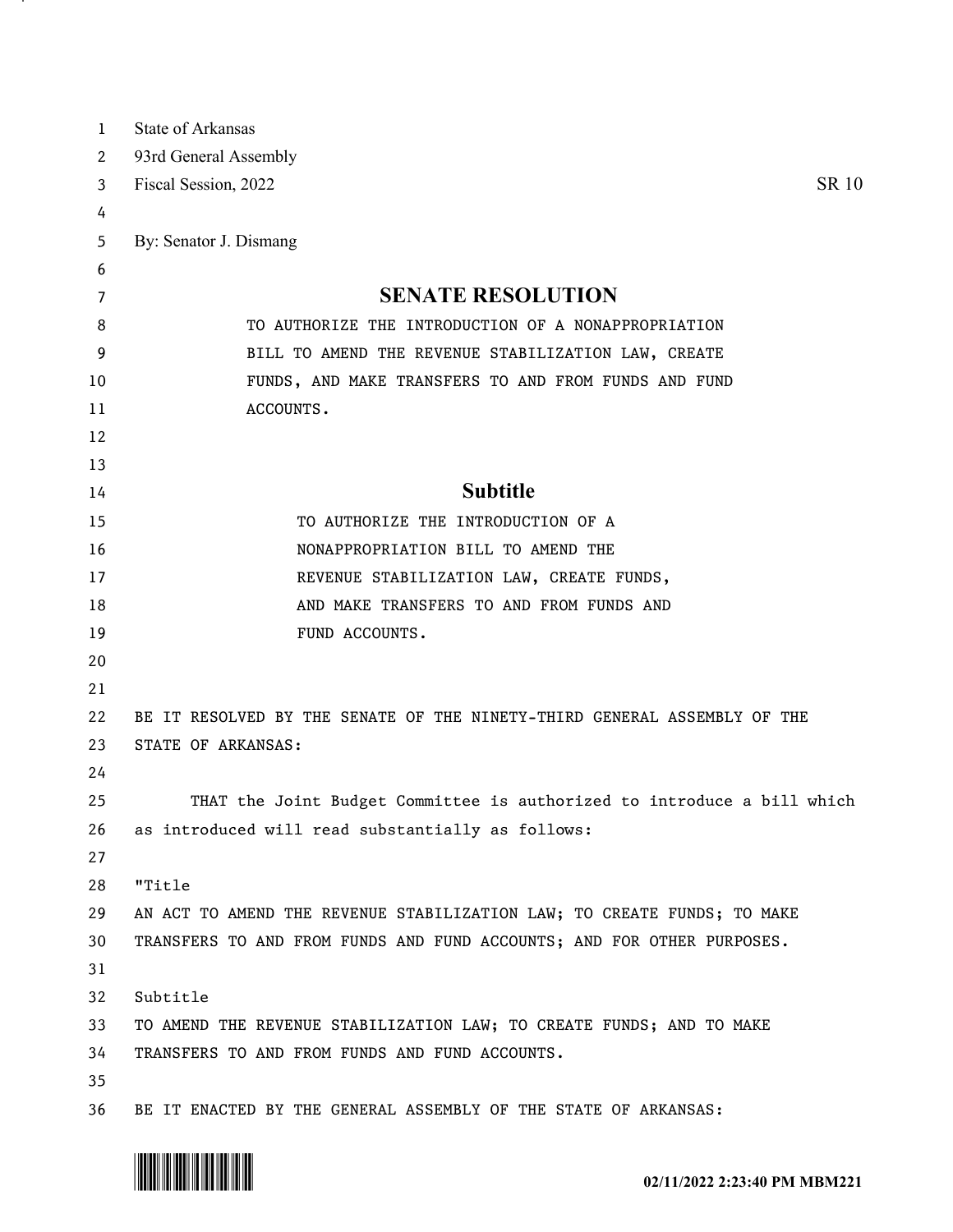State of Arkansas
93rd General Assembly
Fiscal Session, 2022 SR 10

By: Senator J. Dismang

# SENATE RESOLUTION

TO AUTHORIZE THE INTRODUCTION OF A NONAPPROPRIATION BILL TO AMEND THE REVENUE STABILIZATION LAW, CREATE FUNDS, AND MAKE TRANSFERS TO AND FROM FUNDS AND FUND ACCOUNTS.

## Subtitle

TO AUTHORIZE THE INTRODUCTION OF A NONAPPROPRIATION BILL TO AMEND THE REVENUE STABILIZATION LAW, CREATE FUNDS, AND MAKE TRANSFERS TO AND FROM FUNDS AND FUND ACCOUNTS.

BE IT RESOLVED BY THE SENATE OF THE NINETY-THIRD GENERAL ASSEMBLY OF THE STATE OF ARKANSAS:

THAT the Joint Budget Committee is authorized to introduce a bill which as introduced will read substantially as follows:

"Title
AN ACT TO AMEND THE REVENUE STABILIZATION LAW; TO CREATE FUNDS; TO MAKE TRANSFERS TO AND FROM FUNDS AND FUND ACCOUNTS; AND FOR OTHER PURPOSES.

Subtitle
TO AMEND THE REVENUE STABILIZATION LAW; TO CREATE FUNDS; AND TO MAKE TRANSFERS TO AND FROM FUNDS AND FUND ACCOUNTS.

BE IT ENACTED BY THE GENERAL ASSEMBLY OF THE STATE OF ARKANSAS:

02/11/2022 2:23:40 PM MBM221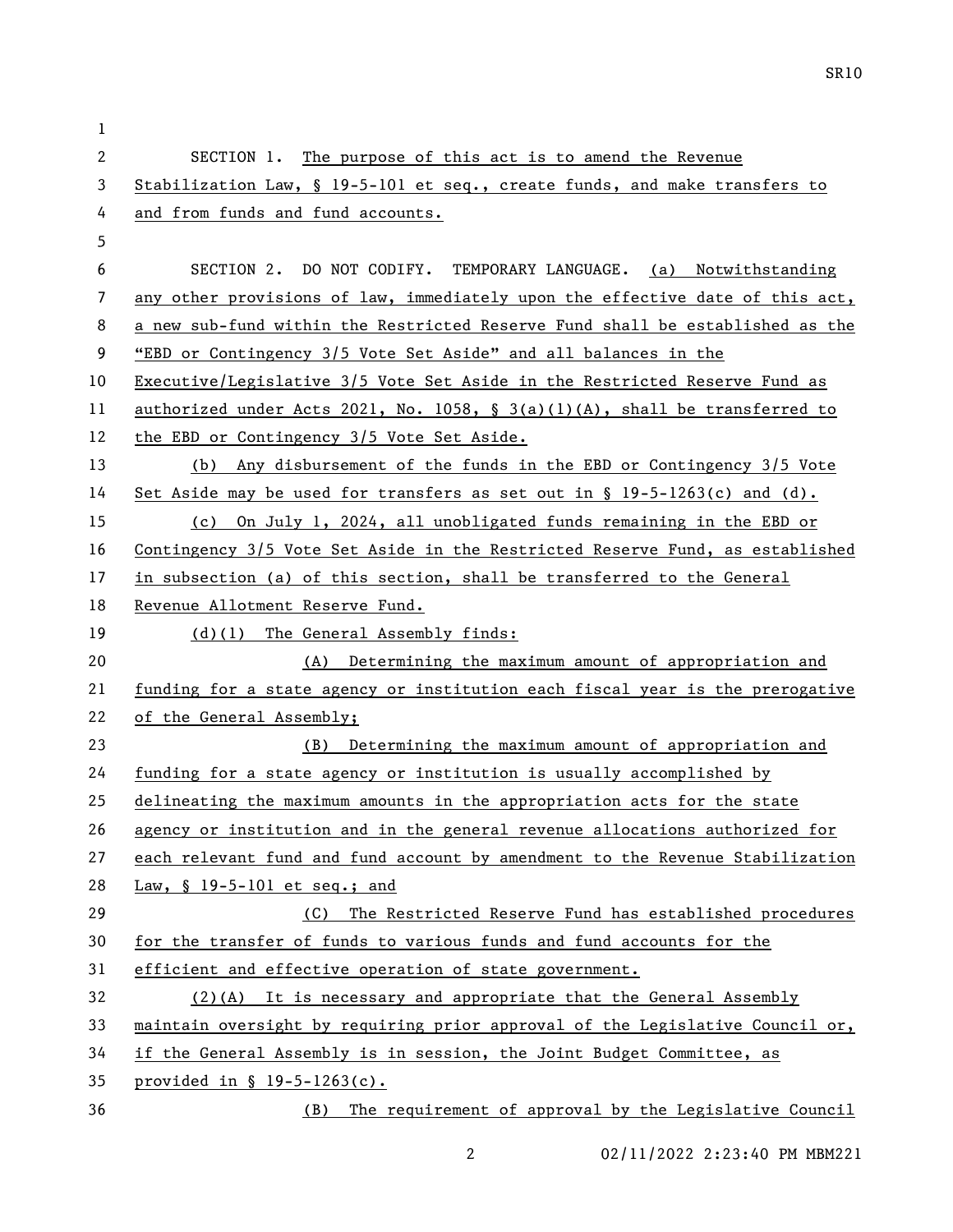SECTION 1. The purpose of this act is to amend the Revenue Stabilization Law, § 19-5-101 et seq., create funds, and make transfers to and from funds and fund accounts.

SECTION 2. DO NOT CODIFY. TEMPORARY LANGUAGE. (a) Notwithstanding any other provisions of law, immediately upon the effective date of this act, a new sub-fund within the Restricted Reserve Fund shall be established as the "EBD or Contingency 3/5 Vote Set Aside" and all balances in the Executive/Legislative 3/5 Vote Set Aside in the Restricted Reserve Fund as authorized under Acts 2021, No. 1058, § 3(a)(1)(A), shall be transferred to the EBD or Contingency 3/5 Vote Set Aside.

(b) Any disbursement of the funds in the EBD or Contingency 3/5 Vote Set Aside may be used for transfers as set out in § 19-5-1263(c) and (d).

(c) On July 1, 2024, all unobligated funds remaining in the EBD or Contingency 3/5 Vote Set Aside in the Restricted Reserve Fund, as established in subsection (a) of this section, shall be transferred to the General Revenue Allotment Reserve Fund.

(d)(1) The General Assembly finds:

(A) Determining the maximum amount of appropriation and funding for a state agency or institution each fiscal year is the prerogative of the General Assembly;

(B) Determining the maximum amount of appropriation and funding for a state agency or institution is usually accomplished by delineating the maximum amounts in the appropriation acts for the state agency or institution and in the general revenue allocations authorized for each relevant fund and fund account by amendment to the Revenue Stabilization Law, § 19-5-101 et seq.; and

(C) The Restricted Reserve Fund has established procedures for the transfer of funds to various funds and fund accounts for the efficient and effective operation of state government.

(2)(A) It is necessary and appropriate that the General Assembly maintain oversight by requiring prior approval of the Legislative Council or, if the General Assembly is in session, the Joint Budget Committee, as provided in § 19-5-1263(c).

(B) The requirement of approval by the Legislative Council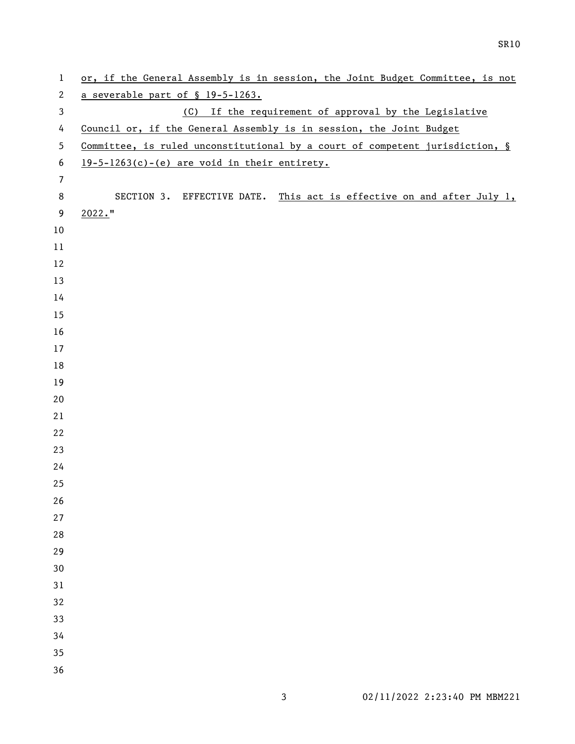or, if the General Assembly is in session, the Joint Budget Committee, is not a severable part of § 19-5-1263.

(C) If the requirement of approval by the Legislative Council or, if the General Assembly is in session, the Joint Budget Committee, is ruled unconstitutional by a court of competent jurisdiction, § 19-5-1263(c)-(e) are void in their entirety.

SECTION 3. EFFECTIVE DATE. This act is effective on and after July 1, 2022."